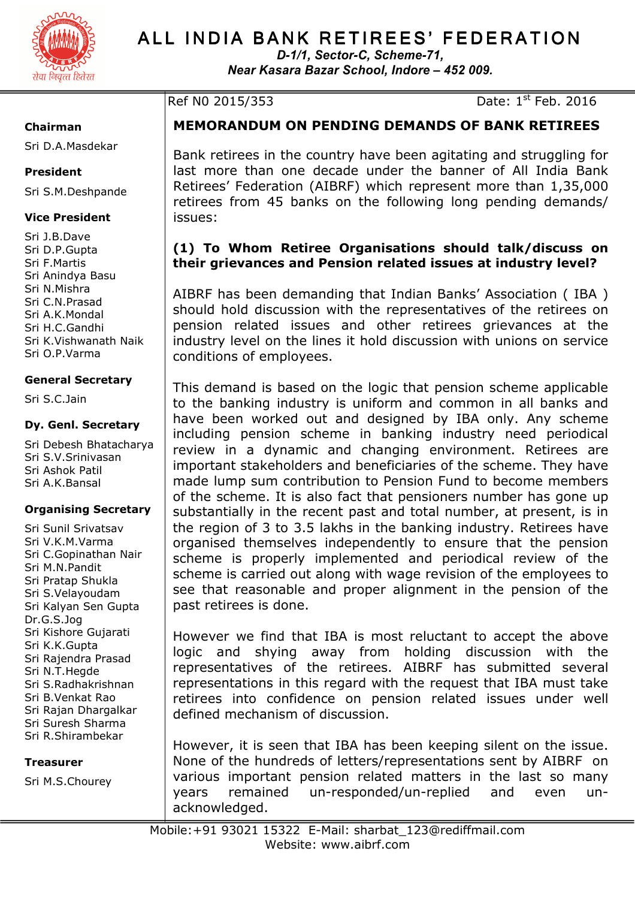# ALL INDIA BANK RETIREES' FEDERATION

*D-1/1, Sector-C, Scheme-71,*
*Near Kasara Bazar School, Indore – 452 009.*

सेवा निवृत्त हितेश

**Chairman**
Sri D.A.Masdekar

**President**
Sri S.M.Deshpande

**Vice President**
Sri J.B.Dave
Sri D.P.Gupta
Sri F.Martis
Sri Anindya Basu
Sri N.Mishra
Sri C.N.Prasad
Sri A.K.Mondal
Sri H.C.Gandhi
Sri K.Vishwanath Naik
Sri O.P.Varma

**General Secretary**
Sri S.C.Jain

**Dy. Genl. Secretary**
Sri Debesh Bhatacharya
Sri S.V.Srinivasan
Sri Ashok Patil
Sri A.K.Bansal

**Organising Secretary**
Sri Sunil Srivatsav
Sri V.K.M.Varma
Sri C.Gopinathan Nair
Sri M.N.Pandit
Sri Pratap Shukla
Sri S.Velayoudam
Sri Kalyan Sen Gupta
Dr.G.S.Jog
Sri Kishore Gujarati
Sri K.K.Gupta
Sri Rajendra Prasad
Sri N.T.Hegde
Sri S.Radhakrishnan
Sri B.Venkat Rao
Sri Rajan Dhargalkar
Sri Suresh Sharma
Sri R.Shirambekar

**Treasurer**
Sri M.S.Chourey

---

Ref N0 2015/353 Date: 1st Feb. 2016

## MEMORANDUM ON PENDING DEMANDS OF BANK RETIREES

Bank retirees in the country have been agitating and struggling for last more than one decade under the banner of All India Bank Retirees' Federation (AIBRF) which represent more than 1,35,000 retirees from 45 banks on the following long pending demands/ issues:

### (1) To Whom Retiree Organisations should talk/discuss on their grievances and Pension related issues at industry level?

AIBRF has been demanding that Indian Banks' Association ( IBA ) should hold discussion with the representatives of the retirees on pension related issues and other retirees grievances at the industry level on the lines it hold discussion with unions on service conditions of employees.

This demand is based on the logic that pension scheme applicable to the banking industry is uniform and common in all banks and have been worked out and designed by IBA only. Any scheme including pension scheme in banking industry need periodical review in a dynamic and changing environment. Retirees are important stakeholders and beneficiaries of the scheme. They have made lump sum contribution to Pension Fund to become members of the scheme. It is also fact that pensioners number has gone up substantially in the recent past and total number, at present, is in the region of 3 to 3.5 lakhs in the banking industry. Retirees have organised themselves independently to ensure that the pension scheme is properly implemented and periodical review of the scheme is carried out along with wage revision of the employees to see that reasonable and proper alignment in the pension of the past retirees is done.

However we find that IBA is most reluctant to accept the above logic and shying away from holding discussion with the representatives of the retirees. AIBRF has submitted several representations in this regard with the request that IBA must take retirees into confidence on pension related issues under well defined mechanism of discussion.

However, it is seen that IBA has been keeping silent on the issue. None of the hundreds of letters/representations sent by AIBRF on various important pension related matters in the last so many years remained un-responded/un-replied and even un-acknowledged.

Mobile:+91 93021 15322 E-Mail: sharbat_123@rediffmail.com
Website: www.aibrf.com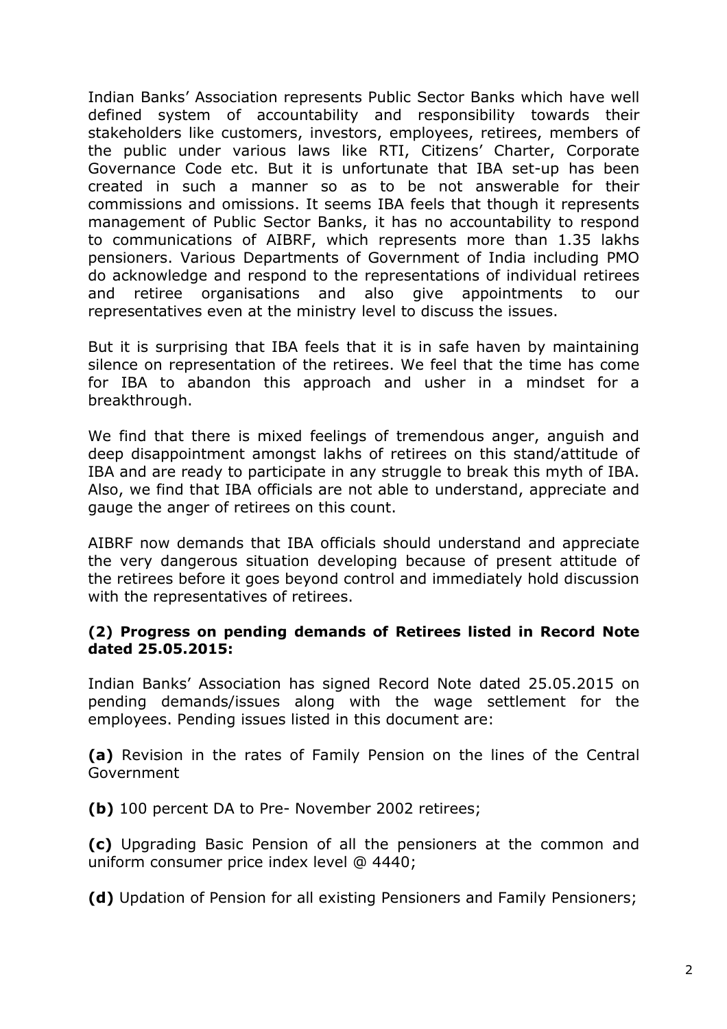Indian Banks' Association represents Public Sector Banks which have well defined system of accountability and responsibility towards their stakeholders like customers, investors, employees, retirees, members of the public under various laws like RTI, Citizens' Charter, Corporate Governance Code etc. But it is unfortunate that IBA set-up has been created in such a manner so as to be not answerable for their commissions and omissions. It seems IBA feels that though it represents management of Public Sector Banks, it has no accountability to respond to communications of AIBRF, which represents more than 1.35 lakhs pensioners. Various Departments of Government of India including PMO do acknowledge and respond to the representations of individual retirees and retiree organisations and also give appointments to our representatives even at the ministry level to discuss the issues.

But it is surprising that IBA feels that it is in safe haven by maintaining silence on representation of the retirees. We feel that the time has come for IBA to abandon this approach and usher in a mindset for a breakthrough.

We find that there is mixed feelings of tremendous anger, anguish and deep disappointment amongst lakhs of retirees on this stand/attitude of IBA and are ready to participate in any struggle to break this myth of IBA. Also, we find that IBA officials are not able to understand, appreciate and gauge the anger of retirees on this count.

AIBRF now demands that IBA officials should understand and appreciate the very dangerous situation developing because of present attitude of the retirees before it goes beyond control and immediately hold discussion with the representatives of retirees.

**(2) Progress on pending demands of Retirees listed in Record Note dated 25.05.2015:**

Indian Banks' Association has signed Record Note dated 25.05.2015 on pending demands/issues along with the wage settlement for the employees. Pending issues listed in this document are:

**(a)** Revision in the rates of Family Pension on the lines of the Central Government

**(b)** 100 percent DA to Pre- November 2002 retirees;

**(c)** Upgrading Basic Pension of all the pensioners at the common and uniform consumer price index level @ 4440;

**(d)** Updation of Pension for all existing Pensioners and Family Pensioners;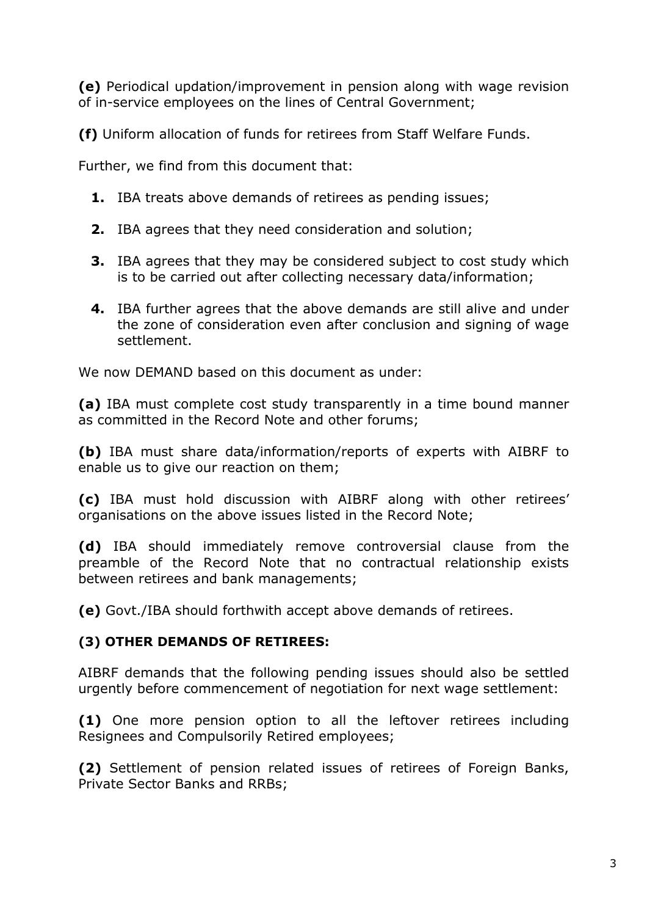**(e)** Periodical updation/improvement in pension along with wage revision of in-service employees on the lines of Central Government;

**(f)** Uniform allocation of funds for retirees from Staff Welfare Funds.

Further, we find from this document that:

1. IBA treats above demands of retirees as pending issues;
2. IBA agrees that they need consideration and solution;
3. IBA agrees that they may be considered subject to cost study which is to be carried out after collecting necessary data/information;
4. IBA further agrees that the above demands are still alive and under the zone of consideration even after conclusion and signing of wage settlement.

We now DEMAND based on this document as under:

**(a)** IBA must complete cost study transparently in a time bound manner as committed in the Record Note and other forums;

**(b)** IBA must share data/information/reports of experts with AIBRF to enable us to give our reaction on them;

**(c)** IBA must hold discussion with AIBRF along with other retirees' organisations on the above issues listed in the Record Note;

**(d)** IBA should immediately remove controversial clause from the preamble of the Record Note that no contractual relationship exists between retirees and bank managements;

**(e)** Govt./IBA should forthwith accept above demands of retirees.

### (3) OTHER DEMANDS OF RETIREES:

AIBRF demands that the following pending issues should also be settled urgently before commencement of negotiation for next wage settlement:

**(1)** One more pension option to all the leftover retirees including Resignees and Compulsorily Retired employees;

**(2)** Settlement of pension related issues of retirees of Foreign Banks, Private Sector Banks and RRBs;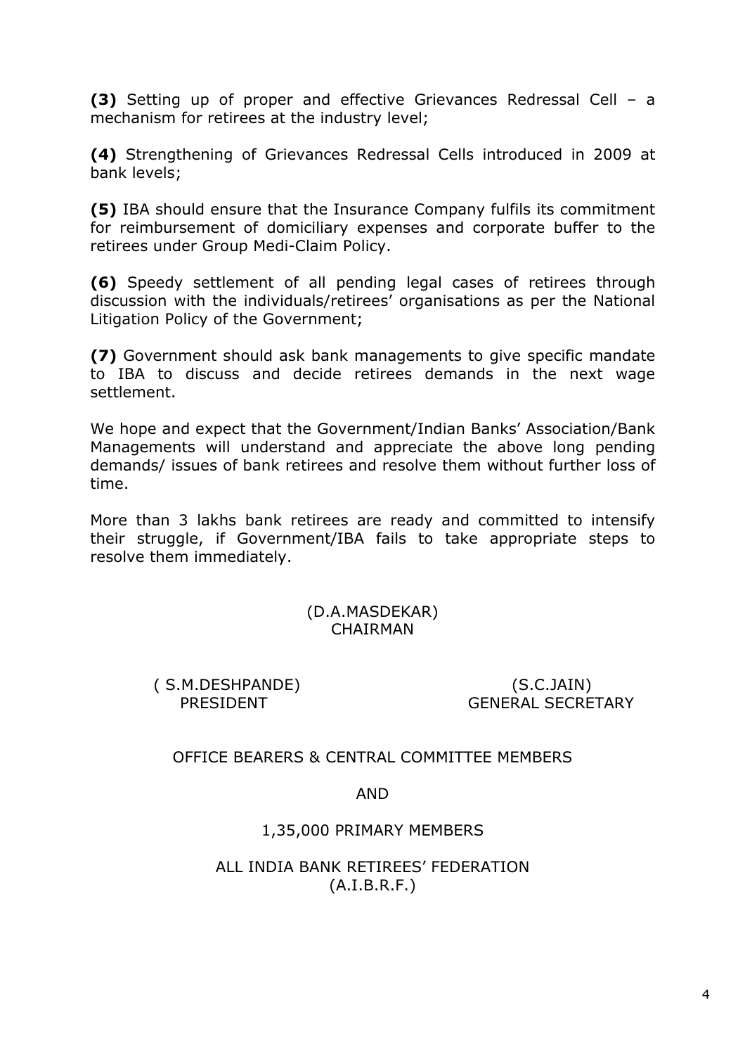**(3)** Setting up of proper and effective Grievances Redressal Cell – a mechanism for retirees at the industry level;

**(4)** Strengthening of Grievances Redressal Cells introduced in 2009 at bank levels;

**(5)** IBA should ensure that the Insurance Company fulfils its commitment for reimbursement of domiciliary expenses and corporate buffer to the retirees under Group Medi-Claim Policy.

**(6)** Speedy settlement of all pending legal cases of retirees through discussion with the individuals/retirees' organisations as per the National Litigation Policy of the Government;

**(7)** Government should ask bank managements to give specific mandate to IBA to discuss and decide retirees demands in the next wage settlement.

We hope and expect that the Government/Indian Banks' Association/Bank Managements will understand and appreciate the above long pending demands/ issues of bank retirees and resolve them without further loss of time.

More than 3 lakhs bank retirees are ready and committed to intensify their struggle, if Government/IBA fails to take appropriate steps to resolve them immediately.

(D.A.MASDEKAR)
CHAIRMAN

( S.M.DESHPANDE)
PRESIDENT

(S.C.JAIN)
GENERAL SECRETARY

OFFICE BEARERS & CENTRAL COMMITTEE MEMBERS

AND

1,35,000 PRIMARY MEMBERS

ALL INDIA BANK RETIREES' FEDERATION
(A.I.B.R.F.)